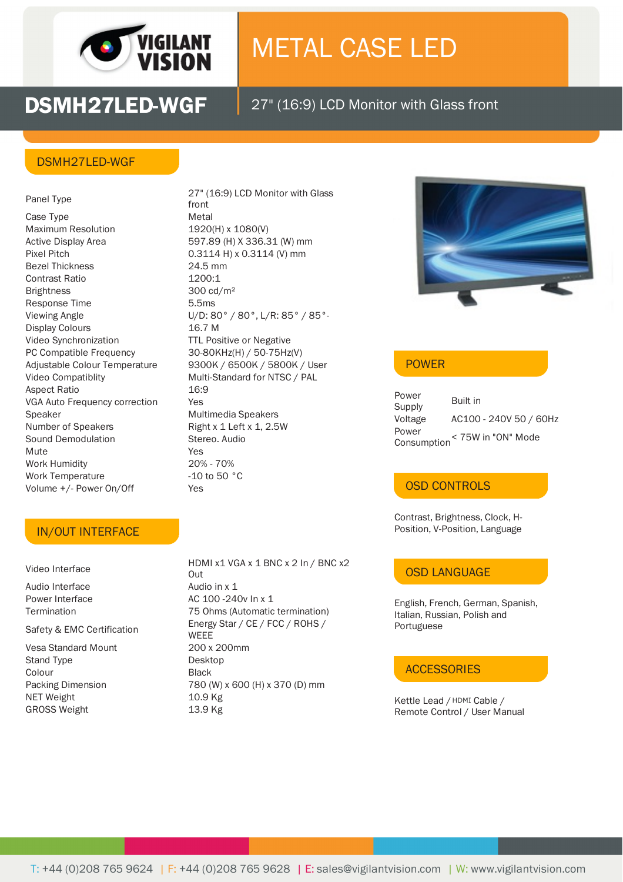# METAL CASE LED

## DSMH27LED-WGF

27" (16:9) LCD Monitor with Glass front

### DSMH27LED-WGF

| | |
|---|---|
| Panel Type | 27" (16:9) LCD Monitor with Glass front |
| Case Type | Metal |
| Maximum Resolution | 1920(H) x 1080(V) |
| Active Display Area | 597.89 (H) X 336.31 (W) mm |
| Pixel Pitch | 0.3114 H) x 0.3114 (V) mm |
| Bezel Thickness | 24.5 mm |
| Contrast Ratio | 1200:1 |
| Brightness | 300 cd/m² |
| Response Time | 5.5ms |
| Viewing Angle | U/D: 80° / 80°, L/R: 85° / 85°- |
| Display Colours | 16.7 M |
| Video Synchronization | TTL Positive or Negative |
| PC Compatible Frequency | 30-80KHz(H) / 50-75Hz(V) |
| Adjustable Colour Temperature | 9300K / 6500K / 5800K / User |
| Video Compatiblity | Multi-Standard for NTSC / PAL |
| Aspect Ratio | 16:9 |
| VGA Auto Frequency correction | Yes |
| Speaker | Multimedia Speakers |
| Number of Speakers | Right x 1 Left x 1, 2.5W |
| Sound Demodulation | Stereo. Audio |
| Mute | Yes |
| Work Humidity | 20% - 70% |
| Work Temperature | -10 to 50 °C |
| Volume +/- Power On/Off | Yes |

### IN/OUT INTERFACE

| | |
|---|---|
| Video Interface | HDMI x1 VGA x 1 BNC x 2 In / BNC x2 Out |
| Audio Interface | Audio in x 1 |
| Power Interface | AC 100 -240v In x 1 |
| Termination | 75 Ohms (Automatic termination) |
| Safety & EMC Certification | Energy Star / CE / FCC / ROHS / WEEE |
| Vesa Standard Mount | 200 x 200mm |
| Stand Type | Desktop |
| Colour | Black |
| Packing Dimension | 780 (W) x 600 (H) x 370 (D) mm |
| NET Weight | 10.9 Kg |
| GROSS Weight | 13.9 Kg |

### POWER

| | |
|---|---|
| Power Supply | Built in |
| Voltage | AC100 - 240V 50 / 60Hz |
| Power Consumption | < 75W in "ON" Mode |

### OSD CONTROLS

Contrast, Brightness, Clock, H-Position, V-Position, Language

### OSD LANGUAGE

English, French, German, Spanish, Italian, Russian, Polish and Portuguese

### ACCESSORIES

Kettle Lead / HDMI Cable / Remote Control / User Manual

T: +44 (0)208 765 9624 | F: +44 (0)208 765 9628 | E: sales@vigilantvision.com | W: www.vigilantvision.com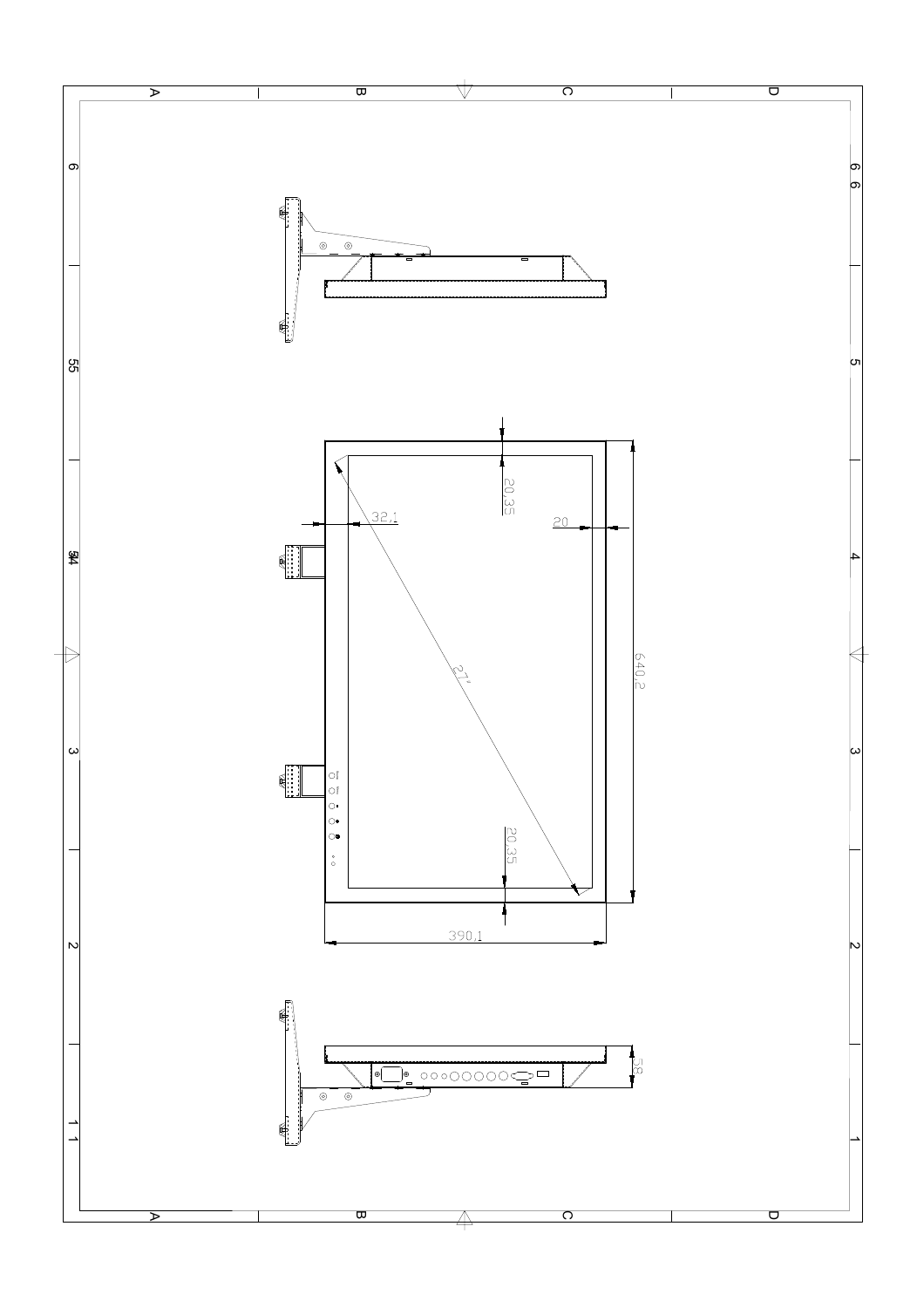20,35

32,1

20

27"

640,2

20,35

390,1

58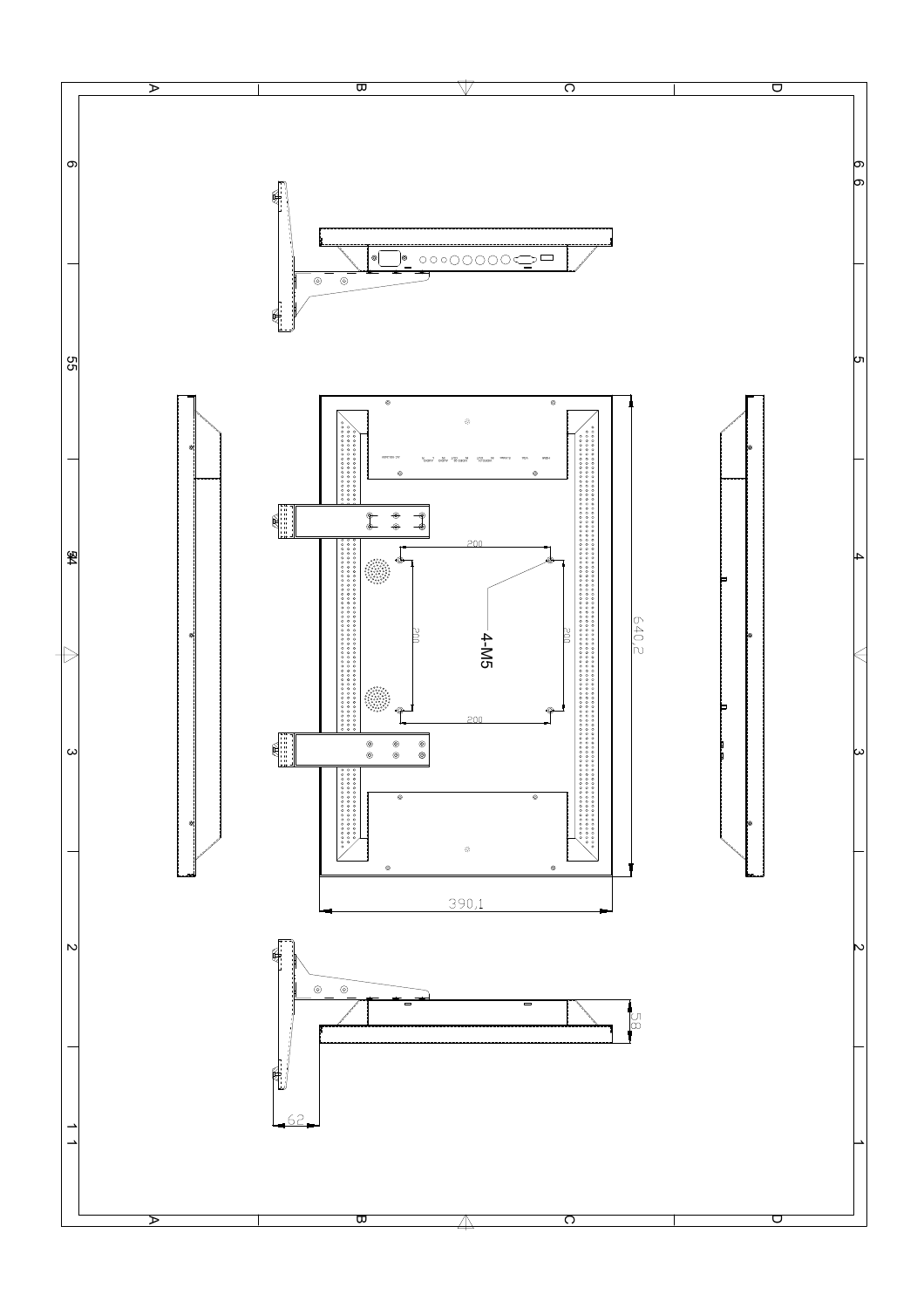200

200

200

200

4-M5

640,2

390,1

58

62